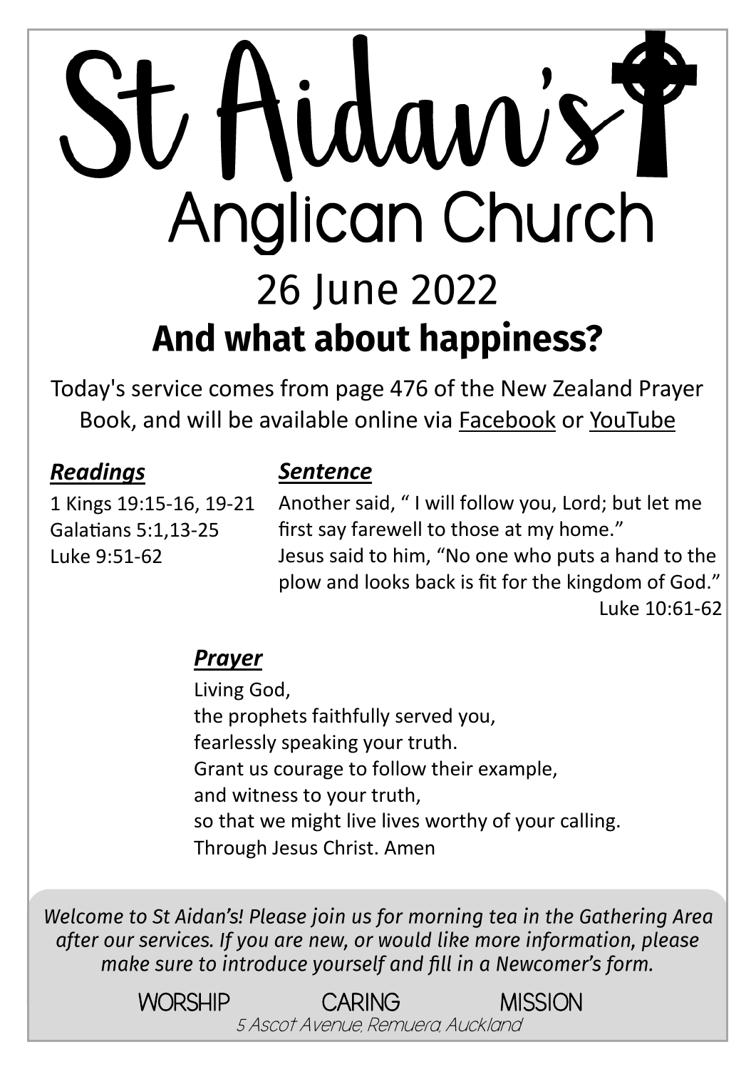# St Aidan's

## Anglican Church

## 26 June 2022

## And what about happiness?

Today's service comes from page 476 of the New Zealand Prayer Book, and will be available online via Facebook or YouTube

### *Readings*

1 Kings 19:15-16, 19-21
Galatians 5:1,13-25
Luke 9:51-62

### *Sentence*

Another said, " I will follow you, Lord; but let me first say farewell to those at my home."
Jesus said to him, "No one who puts a hand to the plow and looks back is fit for the kingdom of God."

Luke 10:61-62

### *Prayer*

Living God,
the prophets faithfully served you,
fearlessly speaking your truth.
Grant us courage to follow their example,
and witness to your truth,
so that we might live lives worthy of your calling.
Through Jesus Christ. Amen

*Welcome to St Aidan's! Please join us for morning tea in the Gathering Area after our services. If you are new, or would like more information, please make sure to introduce yourself and fill in a Newcomer's form.*

WORSHIP CARING MISSION

*5 Ascot Avenue, Remuera, Auckland*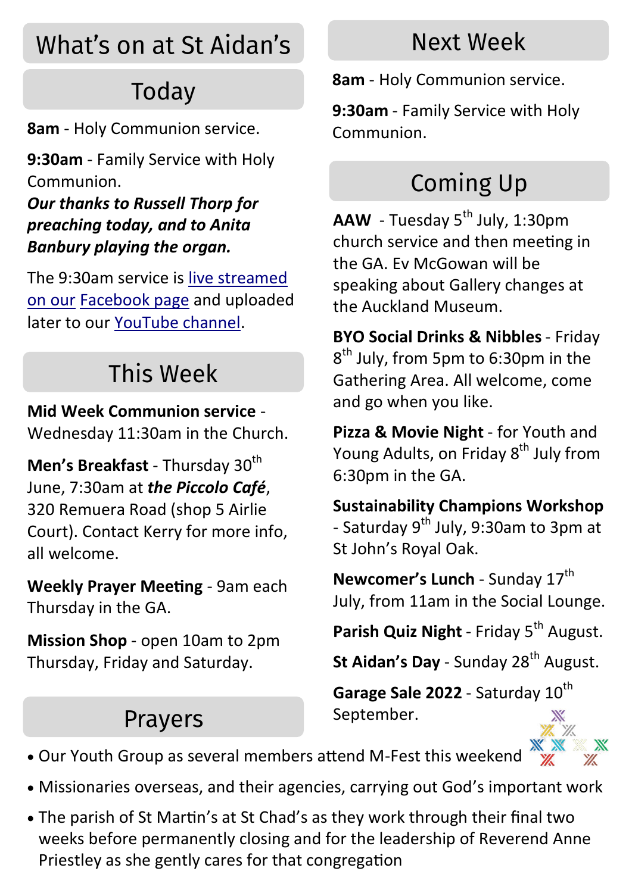# What's on at St Aidan's

## Today

**8am** - Holy Communion service.

**9:30am** - Family Service with Holy Communion.
***Our thanks to Russell Thorp for preaching today, and to Anita Banbury playing the organ.***

The 9:30am service is live streamed on our Facebook page and uploaded later to our YouTube channel.

## This Week

**Mid Week Communion service** - Wednesday 11:30am in the Church.

**Men's Breakfast** - Thursday 30th June, 7:30am at ***the Piccolo Café***, 320 Remuera Road (shop 5 Airlie Court). Contact Kerry for more info, all welcome.

**Weekly Prayer Meeting** - 9am each Thursday in the GA.

**Mission Shop** - open 10am to 2pm Thursday, Friday and Saturday.

## Next Week

**8am** - Holy Communion service.

**9:30am** - Family Service with Holy Communion.

## Coming Up

**AAW** - Tuesday 5th July, 1:30pm church service and then meeting in the GA. Ev McGowan will be speaking about Gallery changes at the Auckland Museum.

**BYO Social Drinks & Nibbles** - Friday 8th July, from 5pm to 6:30pm in the Gathering Area. All welcome, come and go when you like.

**Pizza & Movie Night** - for Youth and Young Adults, on Friday 8th July from 6:30pm in the GA.

**Sustainability Champions Workshop** - Saturday 9th July, 9:30am to 3pm at St John's Royal Oak.

**Newcomer's Lunch** - Sunday 17th July, from 11am in the Social Lounge.

**Parish Quiz Night** - Friday 5th August.

**St Aidan's Day** - Sunday 28th August.

**Garage Sale 2022** - Saturday 10th September.

## Prayers

- Our Youth Group as several members attend M-Fest this weekend
- Missionaries overseas, and their agencies, carrying out God's important work
- The parish of St Martin's at St Chad's as they work through their final two weeks before permanently closing and for the leadership of Reverend Anne Priestley as she gently cares for that congregation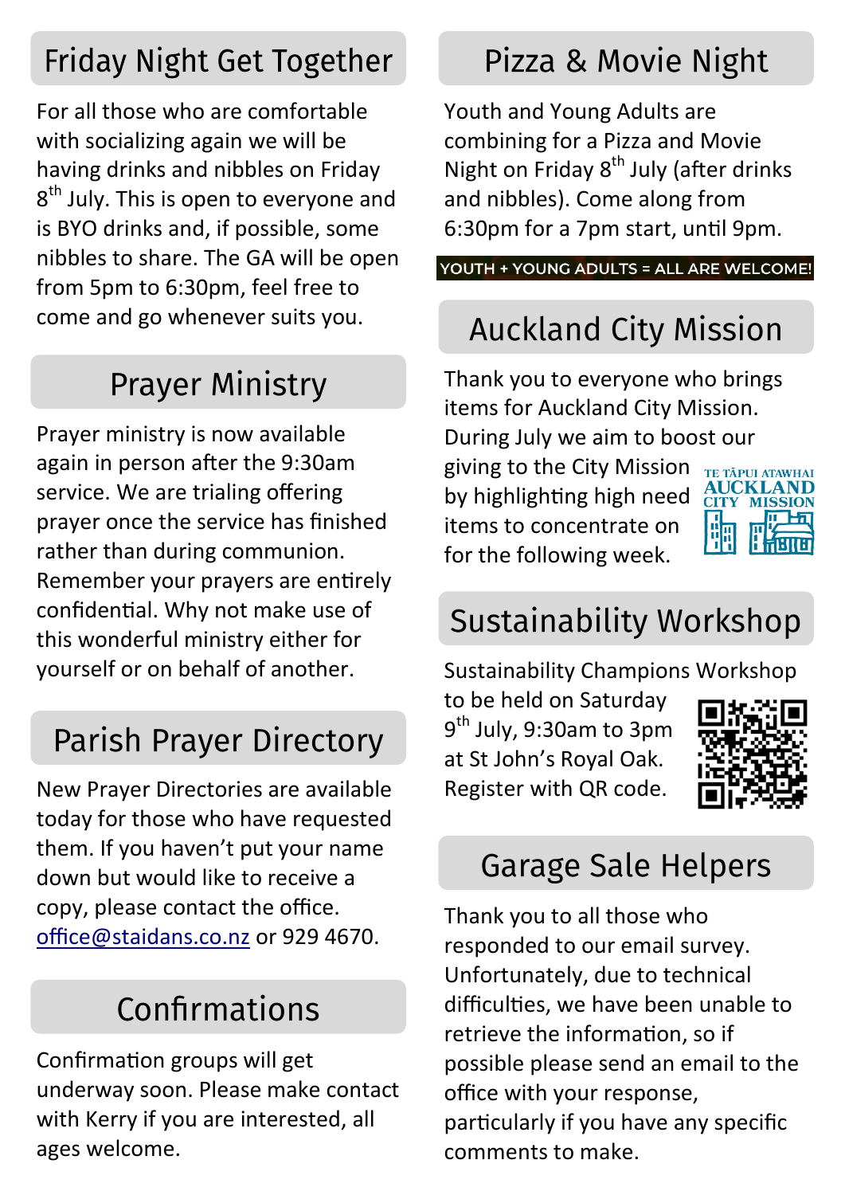## Friday Night Get Together

For all those who are comfortable with socializing again we will be having drinks and nibbles on Friday 8th July. This is open to everyone and is BYO drinks and, if possible, some nibbles to share. The GA will be open from 5pm to 6:30pm, feel free to come and go whenever suits you.

## Prayer Ministry

Prayer ministry is now available again in person after the 9:30am service. We are trialing offering prayer once the service has finished rather than during communion. Remember your prayers are entirely confidential. Why not make use of this wonderful ministry either for yourself or on behalf of another.

## Parish Prayer Directory

New Prayer Directories are available today for those who have requested them. If you haven't put your name down but would like to receive a copy, please contact the office. office@staidans.co.nz or 929 4670.

## Confirmations

Confirmation groups will get underway soon. Please make contact with Kerry if you are interested, all ages welcome.

## Pizza & Movie Night

Youth and Young Adults are combining for a Pizza and Movie Night on Friday 8th July (after drinks and nibbles). Come along from 6:30pm for a 7pm start, until 9pm.

**YOUTH + YOUNG ADULTS = ALL ARE WELCOME!**

## Auckland City Mission

Thank you to everyone who brings items for Auckland City Mission. During July we aim to boost our giving to the City Mission by highlighting high need items to concentrate on for the following week.

TE TĀPUI ATAWHAI AUCKLAND CITY MISSION

## Sustainability Workshop

Sustainability Champions Workshop to be held on Saturday 9th July, 9:30am to 3pm at St John's Royal Oak. Register with QR code.

## Garage Sale Helpers

Thank you to all those who responded to our email survey. Unfortunately, due to technical difficulties, we have been unable to retrieve the information, so if possible please send an email to the office with your response, particularly if you have any specific comments to make.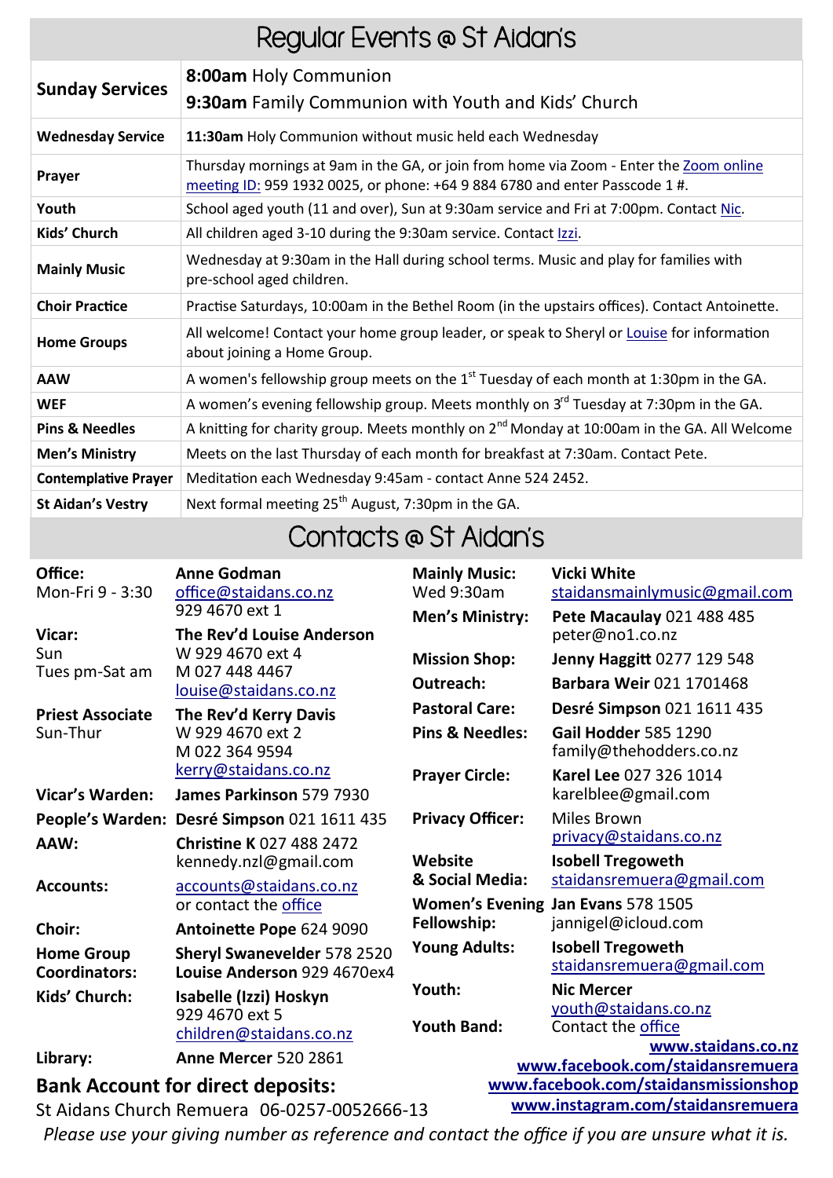# Regular Events @ St Aidan's

| | |
|---|---|
| **Sunday Services** | **8:00am** Holy Communion<br>**9:30am** Family Communion with Youth and Kids' Church |
| **Wednesday Service** | **11:30am** Holy Communion without music held each Wednesday |
| **Prayer** | Thursday mornings at 9am in the GA, or join from home via Zoom - Enter the Zoom online meeting ID: 959 1932 0025, or phone: +64 9 884 6780 and enter Passcode 1 #. |
| **Youth** | School aged youth (11 and over), Sun at 9:30am service and Fri at 7:00pm. Contact Nic. |
| **Kids' Church** | All children aged 3-10 during the 9:30am service. Contact Izzi. |
| **Mainly Music** | Wednesday at 9:30am in the Hall during school terms. Music and play for families with pre-school aged children. |
| **Choir Practice** | Practise Saturdays, 10:00am in the Bethel Room (in the upstairs offices). Contact Antoinette. |
| **Home Groups** | All welcome! Contact your home group leader, or speak to Sheryl or Louise for information about joining a Home Group. |
| **AAW** | A women's fellowship group meets on the 1st Tuesday of each month at 1:30pm in the GA. |
| **WEF** | A women's evening fellowship group. Meets monthly on 3rd Tuesday at 7:30pm in the GA. |
| **Pins & Needles** | A knitting for charity group. Meets monthly on 2nd Monday at 10:00am in the GA. All Welcome |
| **Men's Ministry** | Meets on the last Thursday of each month for breakfast at 7:30am. Contact Pete. |
| **Contemplative Prayer** | Meditation each Wednesday 9:45am - contact Anne 524 2452. |
| **St Aidan's Vestry** | Next formal meeting 25th August, 7:30pm in the GA. |

# Contacts @ St Aidan's

| | |
|---|---|
| **Office:**<br>Mon-Fri 9 - 3:30 | **Anne Godman**<br>office@staidans.co.nz<br>929 4670 ext 1 |
| **Vicar:**<br>Sun<br>Tues pm-Sat am | **The Rev'd Louise Anderson**<br>W 929 4670 ext 4<br>M 027 448 4467<br>louise@staidans.co.nz |
| **Priest Associate**<br>Sun-Thur | **The Rev'd Kerry Davis**<br>W 929 4670 ext 2<br>M 022 364 9594<br>kerry@staidans.co.nz |
| **Vicar's Warden:** | **James Parkinson** 579 7930 |
| **People's Warden:** | **Desré Simpson** 021 1611 435 |
| **AAW:** | **Christine K** 027 488 2472<br>kennedy.nzl@gmail.com |
| **Accounts:** | accounts@staidans.co.nz<br>or contact the office |
| **Choir:** | **Antoinette Pope** 624 9090 |
| **Home Group Coordinators:** | **Sheryl Swanevelder** 578 2520<br>**Louise Anderson** 929 4670ex4 |
| **Kids' Church:** | **Isabelle (Izzi) Hoskyn**<br>929 4670 ext 5<br>children@staidans.co.nz |
| **Library:** | **Anne Mercer** 520 2861 |
| **Mainly Music:**<br>Wed 9:30am | **Vicki White**<br>staidansmainlymusic@gmail.com |
| **Men's Ministry:** | **Pete Macaulay** 021 488 485<br>peter@no1.co.nz |
| **Mission Shop:** | **Jenny Haggitt** 0277 129 548 |
| **Outreach:** | **Barbara Weir** 021 1701468 |
| **Pastoral Care:** | **Desré Simpson** 021 1611 435 |
| **Pins & Needles:** | **Gail Hodder** 585 1290<br>family@thehodders.co.nz |
| **Prayer Circle:** | **Karel Lee** 027 326 1014<br>karelblee@gmail.com |
| **Privacy Officer:** | Miles Brown<br>privacy@staidans.co.nz |
| **Website & Social Media:** | **Isobell Tregoweth**<br>staidansremuera@gmail.com |
| **Women's Evening Fellowship:** | **Jan Evans** 578 1505<br>jannigel@icloud.com |
| **Young Adults:** | **Isobell Tregoweth**<br>staidansremuera@gmail.com |
| **Youth:** | **Nic Mercer**<br>youth@staidans.co.nz |
| **Youth Band:** | Contact the office |

**www.staidans.co.nz**
**www.facebook.com/staidansremuera**
**www.facebook.com/staidansmissionshop**
**www.instagram.com/staidansremuera**

## Bank Account for direct deposits:

St Aidans Church Remuera 06-0257-0052666-13

*Please use your giving number as reference and contact the office if you are unsure what it is.*